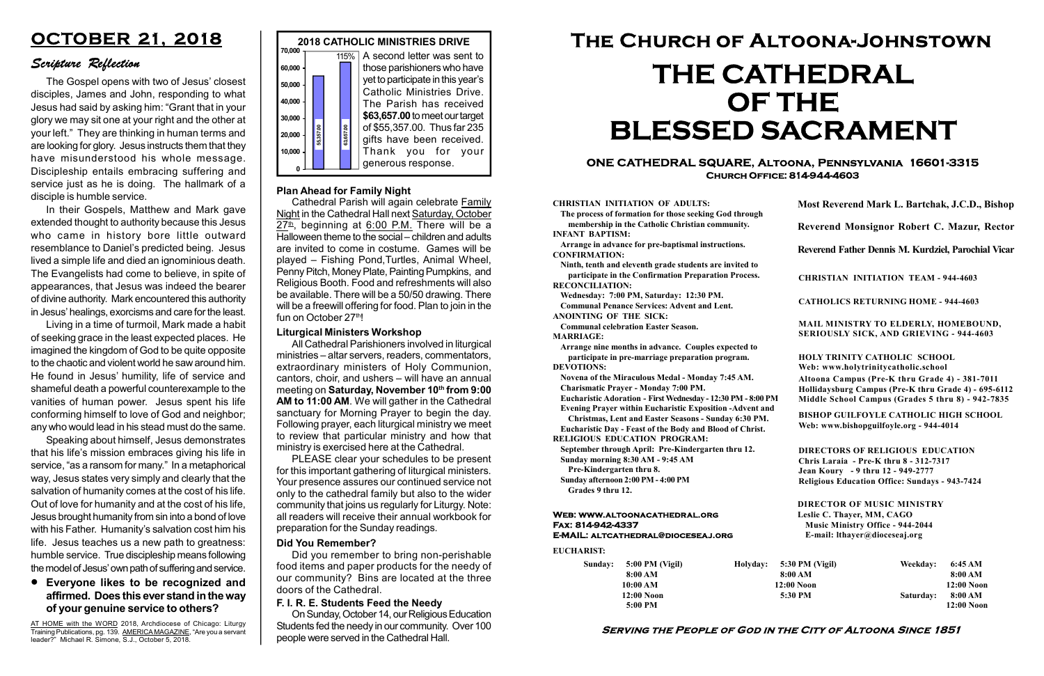# OCTOBER 21, 2018

## *Scripture Reflection*

The Gospel opens with two of Jesus' closest disciples, James and John, responding to what Jesus had said by asking him: "Grant that in your glory we may sit one at your right and the other at your left." They are thinking in human terms and are looking for glory. Jesus instructs them that they have misunderstood his whole message. Discipleship entails embracing suffering and service just as he is doing. The hallmark of a disciple is humble service.

In their Gospels, Matthew and Mark gave extended thought to authority because this Jesus who came in history bore little outward resemblance to Daniel's predicted being. Jesus lived a simple life and died an ignominious death. The Evangelists had come to believe, in spite of appearances, that Jesus was indeed the bearer of divine authority. Mark encountered this authority in Jesus' healings, exorcisms and care for the least.

Living in a time of turmoil, Mark made a habit of seeking grace in the least expected places. He imagined the kingdom of God to be quite opposite to the chaotic and violent world he saw around him. He found in Jesus' humility, life of service and shameful death a powerful counterexample to the vanities of human power. Jesus spent his life conforming himself to love of God and neighbor; any who would lead in his stead must do the same.

Speaking about himself, Jesus demonstrates that his life's mission embraces giving his life in service, "as a ransom for many." In a metaphorical way, Jesus states very simply and clearly that the salvation of humanity comes at the cost of his life. Out of love for humanity and at the cost of his life, Jesus brought humanity from sin into a bond of love with his Father. Humanity's salvation cost him his life. Jesus teaches us a new path to greatness: humble service. True discipleship means following the model of Jesus' own path of suffering and service.

- **Everyone likes to be recognized and affirmed. Does this ever stand in the way of your genuine service to others?**

AT HOME with the WORD 2018, Archdiocese of Chicago: Liturgy Training Publications, pg. 139. AMERICA MAGAZINE, "Are you a servant leader?" Michael R. Simone, S.J., October 5, 2018.

**2018 CATHOLIC MINISTRIES DRIVE**

(Chart: target 55,357.00; received 63,657.00; 115%)

A second letter was sent to those parishioners who have yet to participate in this year's Catholic Ministries Drive. The Parish has received **$63,657.00** to meet our target of $55,357.00. Thus far 235 gifts have been received. Thank you for your generous response.

### Plan Ahead for Family Night

Cathedral Parish will again celebrate Family Night in the Cathedral Hall next Saturday, October 27th, beginning at 6:00 P.M. There will be a Halloween theme to the social – children and adults are invited to come in costume. Games will be played – Fishing Pond, Turtles, Animal Wheel, Penny Pitch, Money Plate, Painting Pumpkins, and Religious Booth. Food and refreshments will also be available. There will be a 50/50 drawing. There will be a freewill offering for food. Plan to join in the fun on October 27th!

### Liturgical Ministers Workshop

All Cathedral Parishioners involved in liturgical ministries – altar servers, readers, commentators, extraordinary ministers of Holy Communion, cantors, choir, and ushers – will have an annual meeting on **Saturday, November 10th from 9:00 AM to 11:00 AM**. We will gather in the Cathedral sanctuary for Morning Prayer to begin the day. Following prayer, each liturgical ministry we meet to review that particular ministry and how that ministry is exercised here at the Cathedral.

PLEASE clear your schedules to be present for this important gathering of liturgical ministers. Your presence assures our continued service not only to the cathedral family but also to the wider community that joins us regularly for Liturgy. Note: all readers will receive their annual workbook for preparation for the Sunday readings.

### Did You Remember?

Did you remember to bring non-perishable food items and paper products for the needy of our community? Bins are located at the three doors of the Cathedral.

### F. I. R. E. Students Feed the Needy

On Sunday, October 14, our Religious Education Students fed the needy in our community. Over 100 people were served in the Cathedral Hall.

# The Church of Altoona-Johnstown
# THE CATHEDRAL OF THE BLESSED SACRAMENT

**ONE CATHEDRAL SQUARE, Altoona, Pennsylvania 16601-3315**
**Church Office: 814-944-4603**

**CHRISTIAN INITIATION OF ADULTS:**
The process of formation for those seeking God through membership in the Catholic Christian community.
**INFANT BAPTISM:**
Arrange in advance for pre-baptismal instructions.
**CONFIRMATION:**
Ninth, tenth and eleventh grade students are invited to participate in the Confirmation Preparation Process.
**RECONCILIATION:**
Wednesday: 7:00 PM, Saturday: 12:30 PM.
Communal Penance Services: Advent and Lent.
**ANOINTING OF THE SICK:**
Communal celebration Easter Season.
**MARRIAGE:**
Arrange nine months in advance. Couples expected to participate in pre-marriage preparation program.
**DEVOTIONS:**
Novena of the Miraculous Medal - Monday 7:45 AM.
Charismatic Prayer - Monday 7:00 PM.
Eucharistic Adoration - First Wednesday - 12:30 PM - 8:00 PM
Evening Prayer within Eucharistic Exposition -Advent and Christmas, Lent and Easter Seasons - Sunday 6:30 PM.
Eucharistic Day - Feast of the Body and Blood of Christ.
**RELIGIOUS EDUCATION PROGRAM:**
September through April: Pre-Kindergarten thru 12.
Sunday morning 8:30 AM - 9:45 AM
Pre-Kindergarten thru 8.
Sunday afternoon 2:00 PM - 4:00 PM
Grades 9 thru 12.

**Most Reverend Mark L. Bartchak, J.C.D., Bishop**

**Reverend Monsignor Robert C. Mazur, Rector**

**Reverend Father Dennis M. Kurdziel, Parochial Vicar**

CHRISTIAN INITIATION TEAM - 944-4603

CATHOLICS RETURNING HOME - 944-4603

MAIL MINISTRY TO ELDERLY, HOMEBOUND, SERIOUSLY SICK, AND GRIEVING - 944-4603

HOLY TRINITY CATHOLIC SCHOOL
Web: www.holytrinitycatholic.school
Altoona Campus (Pre-K thru Grade 4) - 381-7011
Hollidaysburg Campus (Pre-K thru Grade 4) - 695-6112
Middle School Campus (Grades 5 thru 8) - 942-7835

BISHOP GUILFOYLE CATHOLIC HIGH SCHOOL
Web: www.bishopguilfoyle.org - 944-4014

DIRECTORS OF RELIGIOUS EDUCATION
Chris Laraia - Pre-K thru 8 - 312-7317
Jean Koury - 9 thru 12 - 949-2777
Religious Education Office: Sundays - 943-7424

DIRECTOR OF MUSIC MINISTRY
Leslie C. Thayer, MM, CAGO
Music Ministry Office - 944-2044
E-mail: lthayer@dioceseaj.org

Web: www.altoonacathedral.org
Fax: 814-942-4337
E-MAIL: altcathedral@dioceseaj.org

**EUCHARIST:**

| Sunday: | | Holyday: | | Weekday: | |
|---|---|---|---|---|---|
| | 5:00 PM (Vigil) | | 5:30 PM (Vigil) | | 6:45 AM |
| | 8:00 AM | | 8:00 AM | | 8:00 AM |
| | 10:00 AM | | 12:00 Noon | | 12:00 Noon |
| | 12:00 Noon | | 5:30 PM | Saturday: | 8:00 AM |
| | 5:00 PM | | | | 12:00 Noon |

**Serving the People of God in the City of Altoona Since 1851**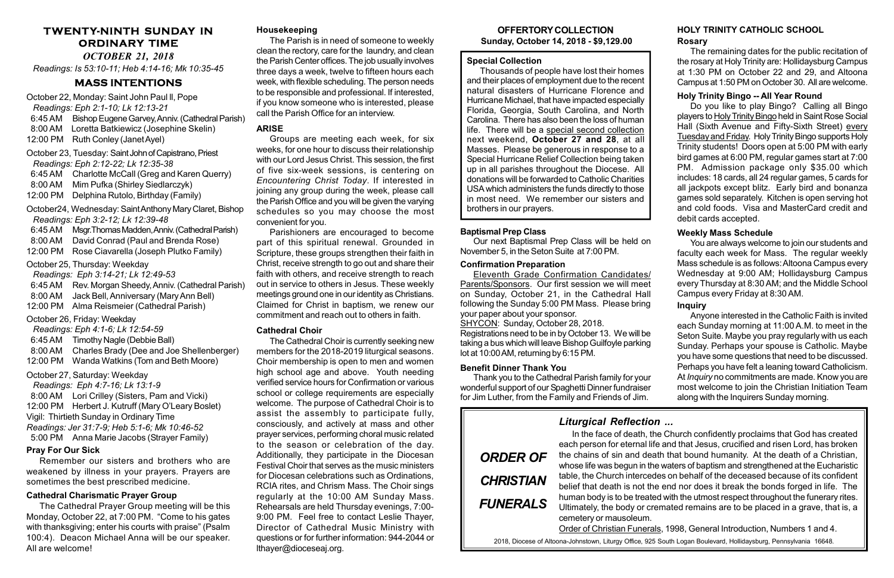# TWENTY-NINTH SUNDAY IN ORDINARY TIME

*OCTOBER 21, 2018*

*Readings: Is 53:10-11; Heb 4:14-16; Mk 10:35-45*

## MASS INTENTIONS

October 22, Monday: Saint John Paul ll, Pope
*Readings: Eph 2:1-10; Lk 12:13-21*
6:45 AM Bishop Eugene Garvey, Anniv. (Cathedral Parish)
8:00 AM Loretta Batkiewicz (Josephine Skelin)
12:00 PM Ruth Conley (Janet Ayel)

October 23, Tuesday: Saint John of Capistrano, Priest
*Readings: Eph 2:12-22; Lk 12:35-38*
6:45 AM Charlotte McCall (Greg and Karen Querry)
8:00 AM Mim Pufka (Shirley Siedlarczyk)
12:00 PM Delphina Rutolo, Birthday (Family)

October24, Wednesday: Saint Anthony Mary Claret, Bishop
*Readings: Eph 3:2-12; Lk 12:39-48*
6:45 AM Msgr. Thomas Madden, Anniv. (Cathedral Parish)
8:00 AM David Conrad (Paul and Brenda Rose)
12:00 PM Rose Ciavarella (Joseph Plutko Family)

October 25, Thursday: Weekday
*Readings: Eph 3:14-21; Lk 12:49-53*
6:45 AM Rev. Morgan Sheedy, Anniv. (Cathedral Parish)
8:00 AM Jack Bell, Anniversary (Mary Ann Bell)
12:00 PM Alma Reismeier (Cathedral Parish)

October 26, Friday: Weekday
*Readings: Eph 4:1-6; Lk 12:54-59*
6:45 AM Timothy Nagle (Debbie Ball)
8:00 AM Charles Brady (Dee and Joe Shellenberger)
12:00 PM Wanda Watkins (Tom and Beth Moore)

October 27, Saturday: Weekday
*Readings: Eph 4:7-16; Lk 13:1-9*
8:00 AM Lori Crilley (Sisters, Pam and Vicki)
12:00 PM Herbert J. Kutruff (Mary O'Leary Boslet)
Vigil: Thirtieth Sunday in Ordinary Time
*Readings: Jer 31:7-9; Heb 5:1-6; Mk 10:46-52*
5:00 PM Anna Marie Jacobs (Strayer Family)

### Pray For Our Sick

Remember our sisters and brothers who are weakened by illness in your prayers. Prayers are sometimes the best prescribed medicine.

### Cathedral Charismatic Prayer Group

The Cathedral Prayer Group meeting will be this Monday, October 22, at 7:00 PM. "Come to his gates with thanksgiving; enter his courts with praise" (Psalm 100:4). Deacon Michael Anna will be our speaker. All are welcome!

### Housekeeping

The Parish is in need of someone to weekly clean the rectory, care for the laundry, and clean the Parish Center offices. The job usually involves three days a week, twelve to fifteen hours each week, with flexible scheduling. The person needs to be responsible and professional. If interested, if you know someone who is interested, please call the Parish Office for an interview.

### ARISE

Groups are meeting each week, for six weeks, for one hour to discuss their relationship with our Lord Jesus Christ. This session, the first of five six-week sessions, is centering on *Encountering Christ Today*. If interested in joining any group during the week, please call the Parish Office and you will be given the varying schedules so you may choose the most convenient for you.

Parishioners are encouraged to become part of this spiritual renewal. Grounded in Scripture, these groups strengthen their faith in Christ, receive strength to go out and share their faith with others, and receive strength to reach out in service to others in Jesus. These weekly meetings ground one in our identity as Christians. Claimed for Christ in baptism, we renew our commitment and reach out to others in faith.

### Cathedral Choir

The Cathedral Choir is currently seeking new members for the 2018-2019 liturgical seasons. Choir membership is open to men and women high school age and above. Youth needing verified service hours for Confirmation or various school or college requirements are especially welcome. The purpose of Cathedral Choir is to assist the assembly to participate fully, consciously, and actively at mass and other prayer services, performing choral music related to the season or celebration of the day. Additionally, they participate in the Diocesan Festival Choir that serves as the music ministers for Diocesan celebrations such as Ordinations, RCIA rites, and Chrism Mass. The Choir sings regularly at the 10:00 AM Sunday Mass. Rehearsals are held Thursday evenings, 7:00-9:00 PM. Feel free to contact Leslie Thayer, Director of Cathedral Music Ministry with questions or for further information: 944-2044 or lthayer@dioceseaj.org.

## OFFERTORY COLLECTION
**Sunday, October 14, 2018 - $9,129.00**

### Special Collection

Thousands of people have lost their homes and their places of employment due to the recent natural disasters of Hurricane Florence and Hurricane Michael, that have impacted especially Florida, Georgia, South Carolina, and North Carolina. There has also been the loss of human life. There will be a special second collection next weekend, **October 27 and 28**, at all Masses. Please be generous in response to a Special Hurricane Relief Collection being taken up in all parishes throughout the Diocese. All donations will be forwarded to Catholic Charities USA which administers the funds directly to those in most need. We remember our sisters and brothers in our prayers.

### Baptismal Prep Class

Our next Baptismal Prep Class will be held on November 5, in the Seton Suite at 7:00 PM.

### Confirmation Preparation

Eleventh Grade Confirmation Candidates/Parents/Sponsors. Our first session we will meet on Sunday, October 21, in the Cathedral Hall following the Sunday 5:00 PM Mass. Please bring your paper about your sponsor.

SHYCON: Sunday, October 28, 2018.
Registrations need to be in by October 13. We will be taking a bus which will leave Bishop Guilfoyle parking lot at 10:00 AM, returning by 6:15 PM.

### Benefit Dinner Thank You

Thank you to the Cathedral Parish family for your wonderful support of our Spaghetti Dinner fundraiser for Jim Luther, from the Family and Friends of Jim.

## HOLY TRINITY CATHOLIC SCHOOL

### Rosary

The remaining dates for the public recitation of the rosary at Holy Trinity are: Hollidaysburg Campus at 1:30 PM on October 22 and 29, and Altoona Campus at 1:50 PM on October 30. All are welcome.

### Holy Trinity Bingo -- All Year Round

Do you like to play Bingo? Calling all Bingo players to Holy Trinity Bingo held in Saint Rose Social Hall (Sixth Avenue and Fifty-Sixth Street) every Tuesday and Friday. Holy Trinity Bingo supports Holy Trinity students! Doors open at 5:00 PM with early bird games at 6:00 PM, regular games start at 7:00 PM. Admission package only $35.00 which includes: 18 cards, all 24 regular games, 5 cards for all jackpots except blitz. Early bird and bonanza games sold separately. Kitchen is open serving hot and cold foods. Visa and MasterCard credit and debit cards accepted.

### Weekly Mass Schedule

You are always welcome to join our students and faculty each week for Mass. The regular weekly Mass schedule is as follows: Altoona Campus every Wednesday at 9:00 AM; Hollidaysburg Campus every Thursday at 8:30 AM; and the Middle School Campus every Friday at 8:30 AM.

### Inquiry

Anyone interested in the Catholic Faith is invited each Sunday morning at 11:00 A.M. to meet in the Seton Suite. Maybe you pray regularly with us each Sunday. Perhaps your spouse is Catholic. Maybe you have some questions that need to be discussed. Perhaps you have felt a leaning toward Catholicism. At *Inquiry* no commitments are made. Know you are most welcome to join the Christian Initiation Team along with the Inquirers Sunday morning.

## *Liturgical Reflection ...*

***ORDER OF CHRISTIAN FUNERALS***

In the face of death, the Church confidently proclaims that God has created each person for eternal life and that Jesus, crucified and risen Lord, has broken the chains of sin and death that bound humanity. At the death of a Christian, whose life was begun in the waters of baptism and strengthened at the Eucharistic table, the Church intercedes on behalf of the deceased because of its confident belief that death is not the end nor does it break the bonds forged in life. The human body is to be treated with the utmost respect throughout the funerary rites. Ultimately, the body or cremated remains are to be placed in a grave, that is, a cemetery or mausoleum.

Order of Christian Funerals, 1998, General Introduction, Numbers 1 and 4.

2018, Diocese of Altoona-Johnstown, Liturgy Office, 925 South Logan Boulevard, Hollidaysburg, Pennsylvania 16648.